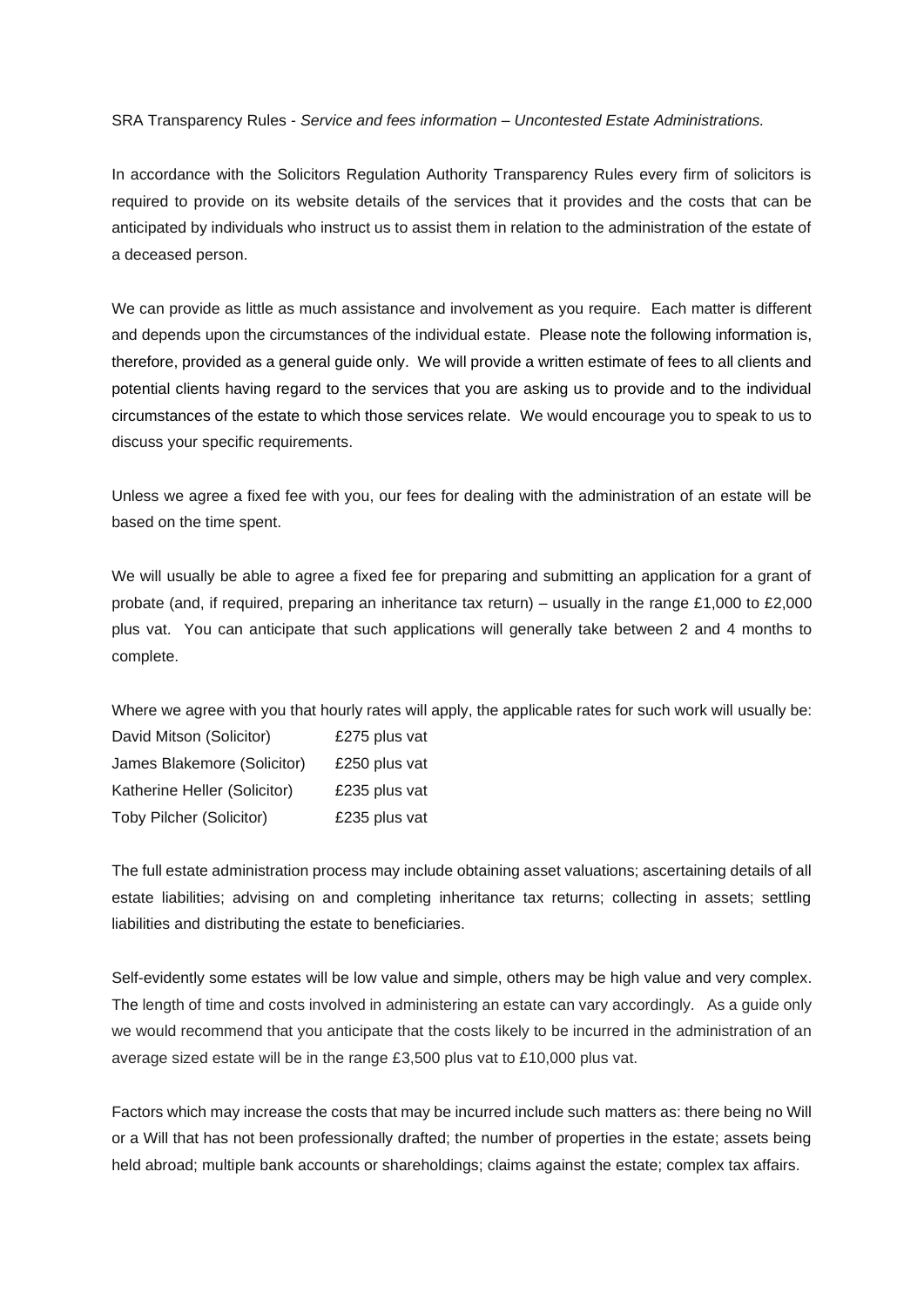SRA Transparency Rules - *Service and fees information – Uncontested Estate Administrations.*

In accordance with the Solicitors Regulation Authority Transparency Rules every firm of solicitors is required to provide on its website details of the services that it provides and the costs that can be anticipated by individuals who instruct us to assist them in relation to the administration of the estate of a deceased person.

We can provide as little as much assistance and involvement as you require. Each matter is different and depends upon the circumstances of the individual estate. Please note the following information is, therefore, provided as a general guide only. We will provide a written estimate of fees to all clients and potential clients having regard to the services that you are asking us to provide and to the individual circumstances of the estate to which those services relate. We would encourage you to speak to us to discuss your specific requirements.

Unless we agree a fixed fee with you, our fees for dealing with the administration of an estate will be based on the time spent.

We will usually be able to agree a fixed fee for preparing and submitting an application for a grant of probate (and, if required, preparing an inheritance tax return) – usually in the range £1,000 to £2,000 plus vat. You can anticipate that such applications will generally take between 2 and 4 months to complete.

Where we agree with you that hourly rates will apply, the applicable rates for such work will usually be:

| | |
|---|---|
| David Mitson (Solicitor) | £275 plus vat |
| James Blakemore (Solicitor) | £250 plus vat |
| Katherine Heller (Solicitor) | £235 plus vat |
| Toby Pilcher (Solicitor) | £235 plus vat |

The full estate administration process may include obtaining asset valuations; ascertaining details of all estate liabilities; advising on and completing inheritance tax returns; collecting in assets; settling liabilities and distributing the estate to beneficiaries.

Self-evidently some estates will be low value and simple, others may be high value and very complex. The length of time and costs involved in administering an estate can vary accordingly. As a guide only we would recommend that you anticipate that the costs likely to be incurred in the administration of an average sized estate will be in the range £3,500 plus vat to £10,000 plus vat.

Factors which may increase the costs that may be incurred include such matters as: there being no Will or a Will that has not been professionally drafted; the number of properties in the estate; assets being held abroad; multiple bank accounts or shareholdings; claims against the estate; complex tax affairs.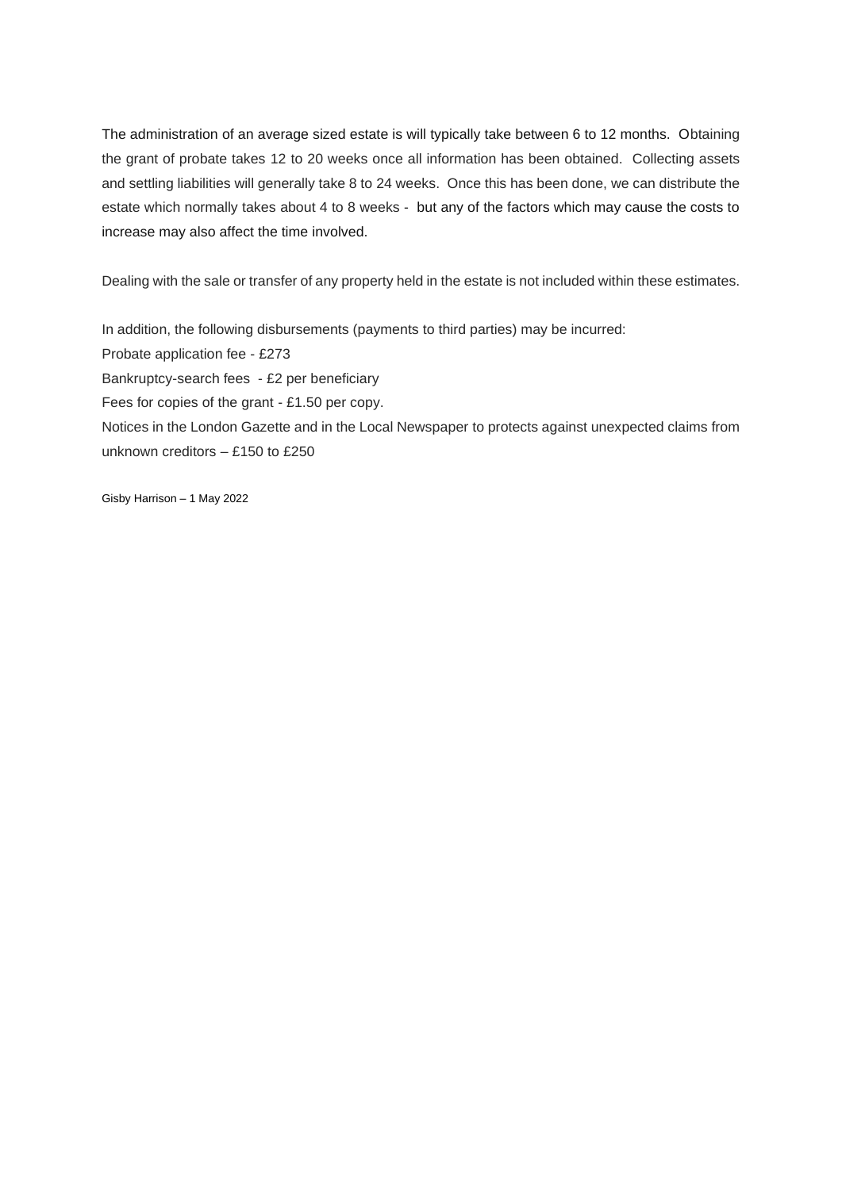The administration of an average sized estate is will typically take between 6 to 12 months. Obtaining the grant of probate takes 12 to 20 weeks once all information has been obtained. Collecting assets and settling liabilities will generally take 8 to 24 weeks. Once this has been done, we can distribute the estate which normally takes about 4 to 8 weeks - but any of the factors which may cause the costs to increase may also affect the time involved.

Dealing with the sale or transfer of any property held in the estate is not included within these estimates.

In addition, the following disbursements (payments to third parties) may be incurred:
Probate application fee - £273
Bankruptcy-search fees - £2 per beneficiary
Fees for copies of the grant - £1.50 per copy.
Notices in the London Gazette and in the Local Newspaper to protects against unexpected claims from unknown creditors – £150 to £250

Gisby Harrison – 1 May 2022